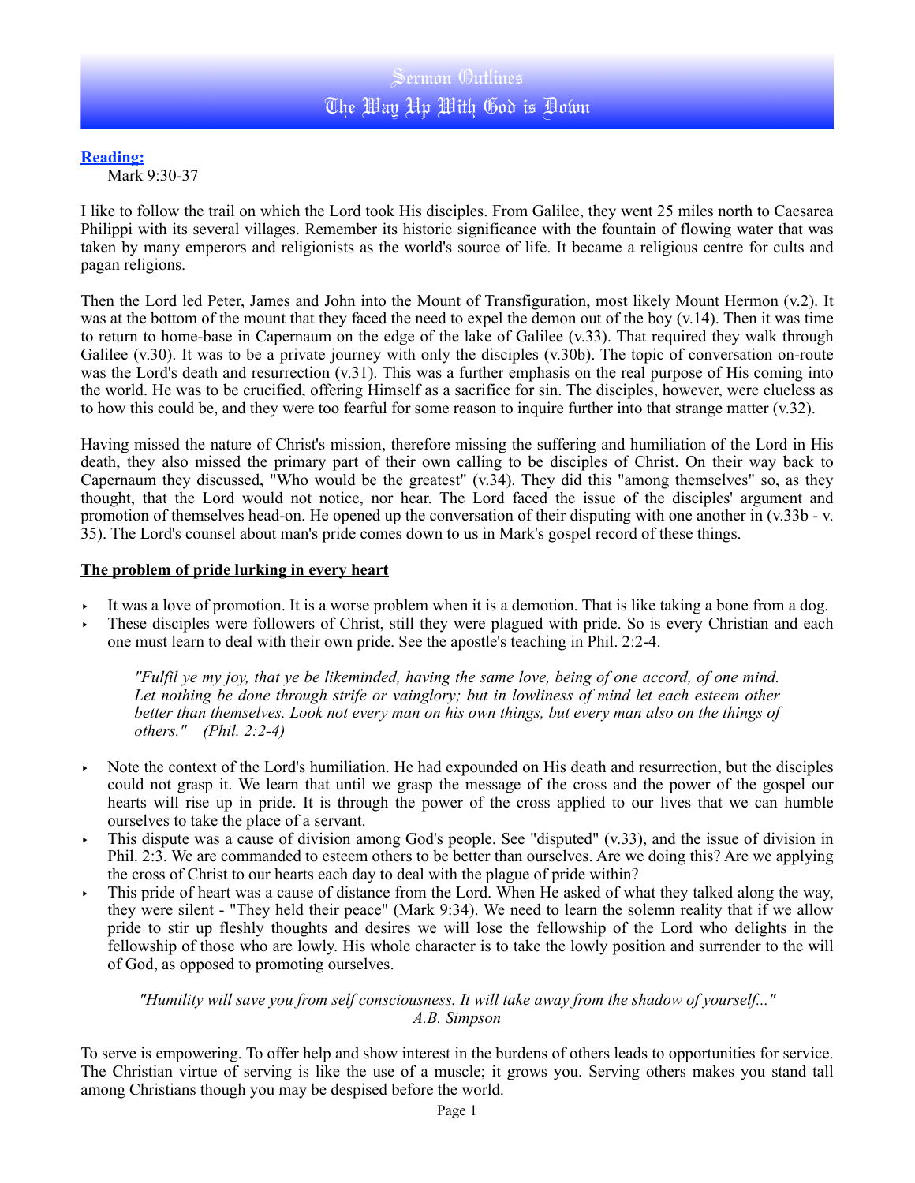# Sermon Outlines
# The Way Up With God is Down

**Reading:**
Mark 9:30-37

I like to follow the trail on which the Lord took His disciples. From Galilee, they went 25 miles north to Caesarea Philippi with its several villages. Remember its historic significance with the fountain of flowing water that was taken by many emperors and religionists as the world's source of life. It became a religious centre for cults and pagan religions.

Then the Lord led Peter, James and John into the Mount of Transfiguration, most likely Mount Hermon (v.2). It was at the bottom of the mount that they faced the need to expel the demon out of the boy (v.14). Then it was time to return to home-base in Capernaum on the edge of the lake of Galilee (v.33). That required they walk through Galilee (v.30). It was to be a private journey with only the disciples (v.30b). The topic of conversation on-route was the Lord's death and resurrection (v.31). This was a further emphasis on the real purpose of His coming into the world. He was to be crucified, offering Himself as a sacrifice for sin. The disciples, however, were clueless as to how this could be, and they were too fearful for some reason to inquire further into that strange matter (v.32).

Having missed the nature of Christ's mission, therefore missing the suffering and humiliation of the Lord in His death, they also missed the primary part of their own calling to be disciples of Christ. On their way back to Capernaum they discussed, "Who would be the greatest" (v.34). They did this "among themselves" so, as they thought, that the Lord would not notice, nor hear. The Lord faced the issue of the disciples' argument and promotion of themselves head-on. He opened up the conversation of their disputing with one another in (v.33b - v. 35). The Lord's counsel about man's pride comes down to us in Mark's gospel record of these things.

## The problem of pride lurking in every heart

- It was a love of promotion. It is a worse problem when it is a demotion. That is like taking a bone from a dog.
- These disciples were followers of Christ, still they were plagued with pride. So is every Christian and each one must learn to deal with their own pride. See the apostle's teaching in Phil. 2:2-4.

> *"Fulfil ye my joy, that ye be likeminded, having the same love, being of one accord, of one mind. Let nothing be done through strife or vainglory; but in lowliness of mind let each esteem other better than themselves. Look not every man on his own things, but every man also on the things of others." (Phil. 2:2-4)*

- Note the context of the Lord's humiliation. He had expounded on His death and resurrection, but the disciples could not grasp it. We learn that until we grasp the message of the cross and the power of the gospel our hearts will rise up in pride. It is through the power of the cross applied to our lives that we can humble ourselves to take the place of a servant.
- This dispute was a cause of division among God's people. See "disputed" (v.33), and the issue of division in Phil. 2:3. We are commanded to esteem others to be better than ourselves. Are we doing this? Are we applying the cross of Christ to our hearts each day to deal with the plague of pride within?
- This pride of heart was a cause of distance from the Lord. When He asked of what they talked along the way, they were silent - "They held their peace" (Mark 9:34). We need to learn the solemn reality that if we allow pride to stir up fleshly thoughts and desires we will lose the fellowship of the Lord who delights in the fellowship of those who are lowly. His whole character is to take the lowly position and surrender to the will of God, as opposed to promoting ourselves.

> *"Humility will save you from self consciousness. It will take away from the shadow of yourself..."*
> *A.B. Simpson*

To serve is empowering. To offer help and show interest in the burdens of others leads to opportunities for service. The Christian virtue of serving is like the use of a muscle; it grows you. Serving others makes you stand tall among Christians though you may be despised before the world.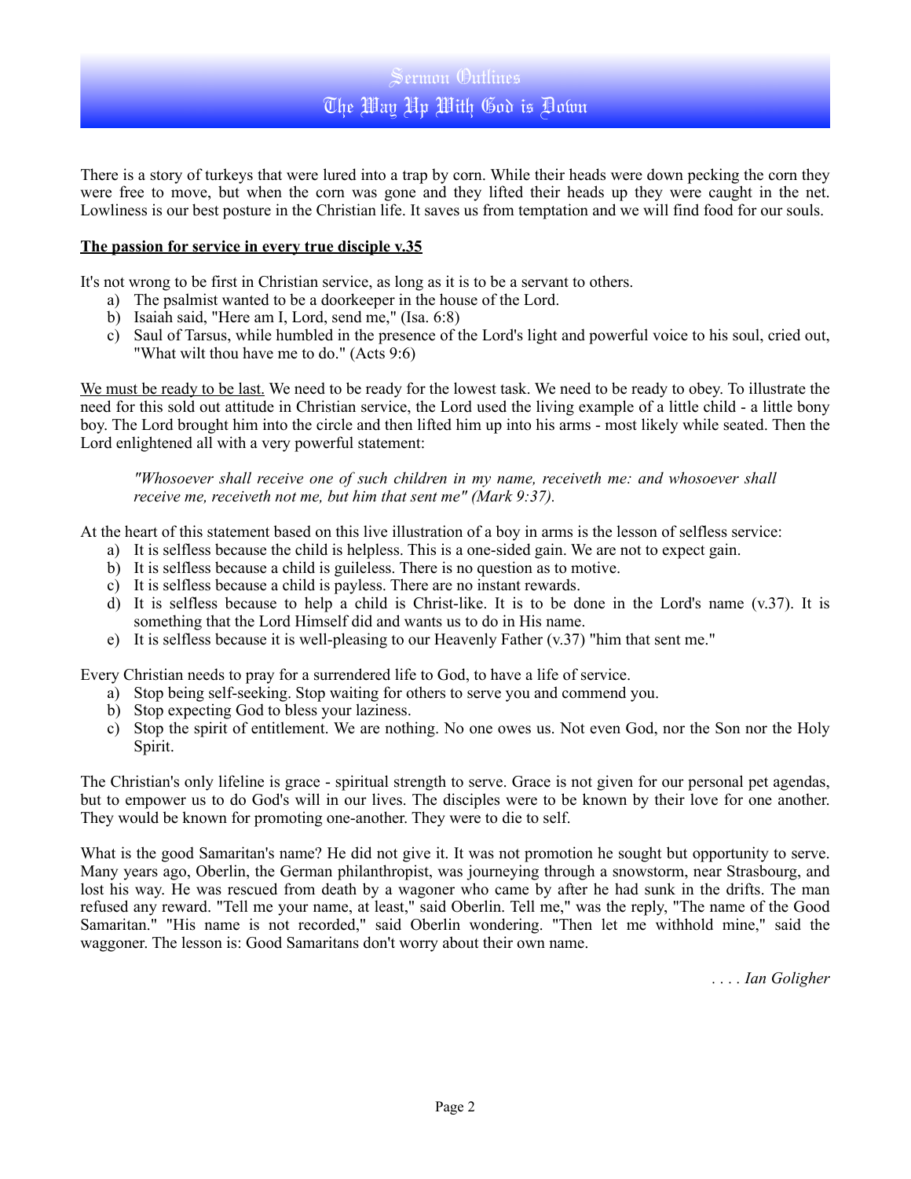# Sermon Outlines

## The Way Up With God is Down

There is a story of turkeys that were lured into a trap by corn. While their heads were down pecking the corn they were free to move, but when the corn was gone and they lifted their heads up they were caught in the net. Lowliness is our best posture in the Christian life. It saves us from temptation and we will find food for our souls.

**The passion for service in every true disciple v.35**

It's not wrong to be first in Christian service, as long as it is to be a servant to others.

a) The psalmist wanted to be a doorkeeper in the house of the Lord.
b) Isaiah said, "Here am I, Lord, send me," (Isa. 6:8)
c) Saul of Tarsus, while humbled in the presence of the Lord's light and powerful voice to his soul, cried out, "What wilt thou have me to do." (Acts 9:6)

We must be ready to be last. We need to be ready for the lowest task. We need to be ready to obey. To illustrate the need for this sold out attitude in Christian service, the Lord used the living example of a little child - a little bony boy. The Lord brought him into the circle and then lifted him up into his arms - most likely while seated. Then the Lord enlightened all with a very powerful statement:

> *"Whosoever shall receive one of such children in my name, receiveth me: and whosoever shall receive me, receiveth not me, but him that sent me" (Mark 9:37).*

At the heart of this statement based on this live illustration of a boy in arms is the lesson of selfless service:

a) It is selfless because the child is helpless. This is a one-sided gain. We are not to expect gain.
b) It is selfless because a child is guileless. There is no question as to motive.
c) It is selfless because a child is payless. There are no instant rewards.
d) It is selfless because to help a child is Christ-like. It is to be done in the Lord's name (v.37). It is something that the Lord Himself did and wants us to do in His name.
e) It is selfless because it is well-pleasing to our Heavenly Father (v.37) "him that sent me."

Every Christian needs to pray for a surrendered life to God, to have a life of service.

a) Stop being self-seeking. Stop waiting for others to serve you and commend you.
b) Stop expecting God to bless your laziness.
c) Stop the spirit of entitlement. We are nothing. No one owes us. Not even God, nor the Son nor the Holy Spirit.

The Christian's only lifeline is grace - spiritual strength to serve. Grace is not given for our personal pet agendas, but to empower us to do God's will in our lives. The disciples were to be known by their love for one another. They would be known for promoting one-another. They were to die to self.

What is the good Samaritan's name? He did not give it. It was not promotion he sought but opportunity to serve. Many years ago, Oberlin, the German philanthropist, was journeying through a snowstorm, near Strasbourg, and lost his way. He was rescued from death by a wagoner who came by after he had sunk in the drifts. The man refused any reward. "Tell me your name, at least," said Oberlin. Tell me," was the reply, "The name of the Good Samaritan." "His name is not recorded," said Oberlin wondering. "Then let me withhold mine," said the waggoner. The lesson is: Good Samaritans don't worry about their own name.

*. . . . Ian Goligher*